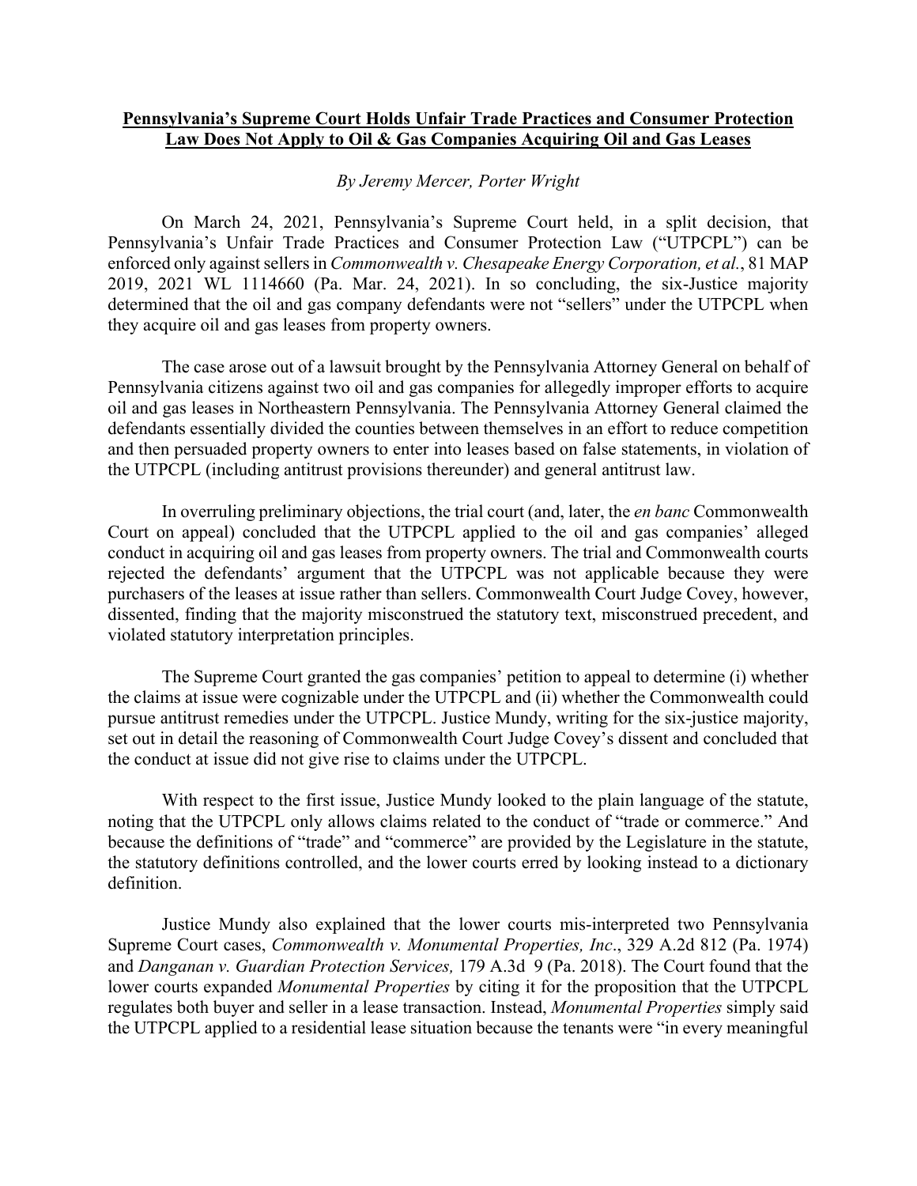**Pennsylvania's Supreme Court Holds Unfair Trade Practices and Consumer Protection Law Does Not Apply to Oil & Gas Companies Acquiring Oil and Gas Leases**

*By Jeremy Mercer, Porter Wright*

On March 24, 2021, Pennsylvania's Supreme Court held, in a split decision, that Pennsylvania's Unfair Trade Practices and Consumer Protection Law ("UTPCPL") can be enforced only against sellers in *Commonwealth v. Chesapeake Energy Corporation, et al.*, 81 MAP 2019, 2021 WL 1114660 (Pa. Mar. 24, 2021). In so concluding, the six-Justice majority determined that the oil and gas company defendants were not "sellers" under the UTPCPL when they acquire oil and gas leases from property owners.

The case arose out of a lawsuit brought by the Pennsylvania Attorney General on behalf of Pennsylvania citizens against two oil and gas companies for allegedly improper efforts to acquire oil and gas leases in Northeastern Pennsylvania. The Pennsylvania Attorney General claimed the defendants essentially divided the counties between themselves in an effort to reduce competition and then persuaded property owners to enter into leases based on false statements, in violation of the UTPCPL (including antitrust provisions thereunder) and general antitrust law.

In overruling preliminary objections, the trial court (and, later, the *en banc* Commonwealth Court on appeal) concluded that the UTPCPL applied to the oil and gas companies' alleged conduct in acquiring oil and gas leases from property owners. The trial and Commonwealth courts rejected the defendants' argument that the UTPCPL was not applicable because they were purchasers of the leases at issue rather than sellers. Commonwealth Court Judge Covey, however, dissented, finding that the majority misconstrued the statutory text, misconstrued precedent, and violated statutory interpretation principles.

The Supreme Court granted the gas companies' petition to appeal to determine (i) whether the claims at issue were cognizable under the UTPCPL and (ii) whether the Commonwealth could pursue antitrust remedies under the UTPCPL. Justice Mundy, writing for the six-justice majority, set out in detail the reasoning of Commonwealth Court Judge Covey's dissent and concluded that the conduct at issue did not give rise to claims under the UTPCPL.

With respect to the first issue, Justice Mundy looked to the plain language of the statute, noting that the UTPCPL only allows claims related to the conduct of "trade or commerce." And because the definitions of "trade" and "commerce" are provided by the Legislature in the statute, the statutory definitions controlled, and the lower courts erred by looking instead to a dictionary definition.

Justice Mundy also explained that the lower courts mis-interpreted two Pennsylvania Supreme Court cases, *Commonwealth v. Monumental Properties, Inc*., 329 A.2d 812 (Pa. 1974) and *Danganan v. Guardian Protection Services,* 179 A.3d 9 (Pa. 2018). The Court found that the lower courts expanded *Monumental Properties* by citing it for the proposition that the UTPCPL regulates both buyer and seller in a lease transaction. Instead, *Monumental Properties* simply said the UTPCPL applied to a residential lease situation because the tenants were "in every meaningful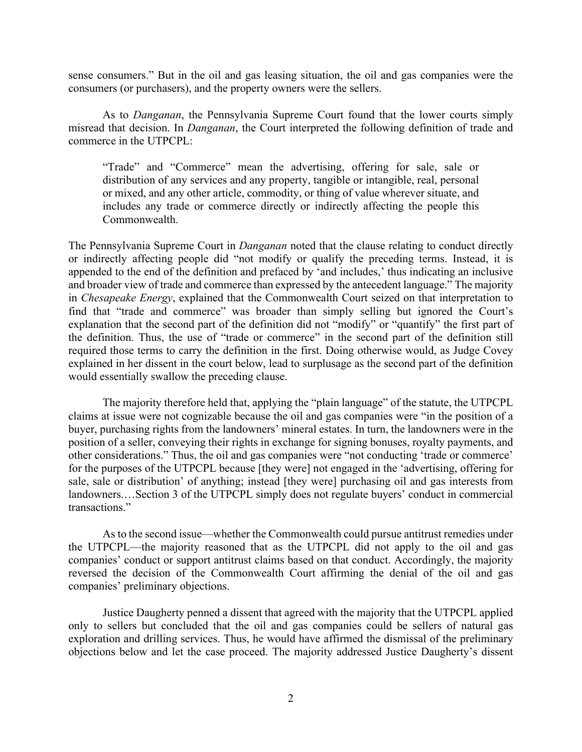sense consumers." But in the oil and gas leasing situation, the oil and gas companies were the consumers (or purchasers), and the property owners were the sellers.

As to *Danganan*, the Pennsylvania Supreme Court found that the lower courts simply misread that decision. In *Danganan*, the Court interpreted the following definition of trade and commerce in the UTPCPL:

> "Trade" and "Commerce" mean the advertising, offering for sale, sale or distribution of any services and any property, tangible or intangible, real, personal or mixed, and any other article, commodity, or thing of value wherever situate, and includes any trade or commerce directly or indirectly affecting the people this Commonwealth.

The Pennsylvania Supreme Court in *Danganan* noted that the clause relating to conduct directly or indirectly affecting people did "not modify or qualify the preceding terms. Instead, it is appended to the end of the definition and prefaced by 'and includes,' thus indicating an inclusive and broader view of trade and commerce than expressed by the antecedent language." The majority in *Chesapeake Energy*, explained that the Commonwealth Court seized on that interpretation to find that "trade and commerce" was broader than simply selling but ignored the Court's explanation that the second part of the definition did not "modify" or "quantify" the first part of the definition. Thus, the use of "trade or commerce" in the second part of the definition still required those terms to carry the definition in the first. Doing otherwise would, as Judge Covey explained in her dissent in the court below, lead to surplusage as the second part of the definition would essentially swallow the preceding clause.

The majority therefore held that, applying the "plain language" of the statute, the UTPCPL claims at issue were not cognizable because the oil and gas companies were "in the position of a buyer, purchasing rights from the landowners' mineral estates. In turn, the landowners were in the position of a seller, conveying their rights in exchange for signing bonuses, royalty payments, and other considerations." Thus, the oil and gas companies were "not conducting 'trade or commerce' for the purposes of the UTPCPL because [they were] not engaged in the 'advertising, offering for sale, sale or distribution' of anything; instead [they were] purchasing oil and gas interests from landowners.…Section 3 of the UTPCPL simply does not regulate buyers' conduct in commercial transactions."

As to the second issue—whether the Commonwealth could pursue antitrust remedies under the UTPCPL—the majority reasoned that as the UTPCPL did not apply to the oil and gas companies' conduct or support antitrust claims based on that conduct. Accordingly, the majority reversed the decision of the Commonwealth Court affirming the denial of the oil and gas companies' preliminary objections.

Justice Daugherty penned a dissent that agreed with the majority that the UTPCPL applied only to sellers but concluded that the oil and gas companies could be sellers of natural gas exploration and drilling services. Thus, he would have affirmed the dismissal of the preliminary objections below and let the case proceed. The majority addressed Justice Daugherty's dissent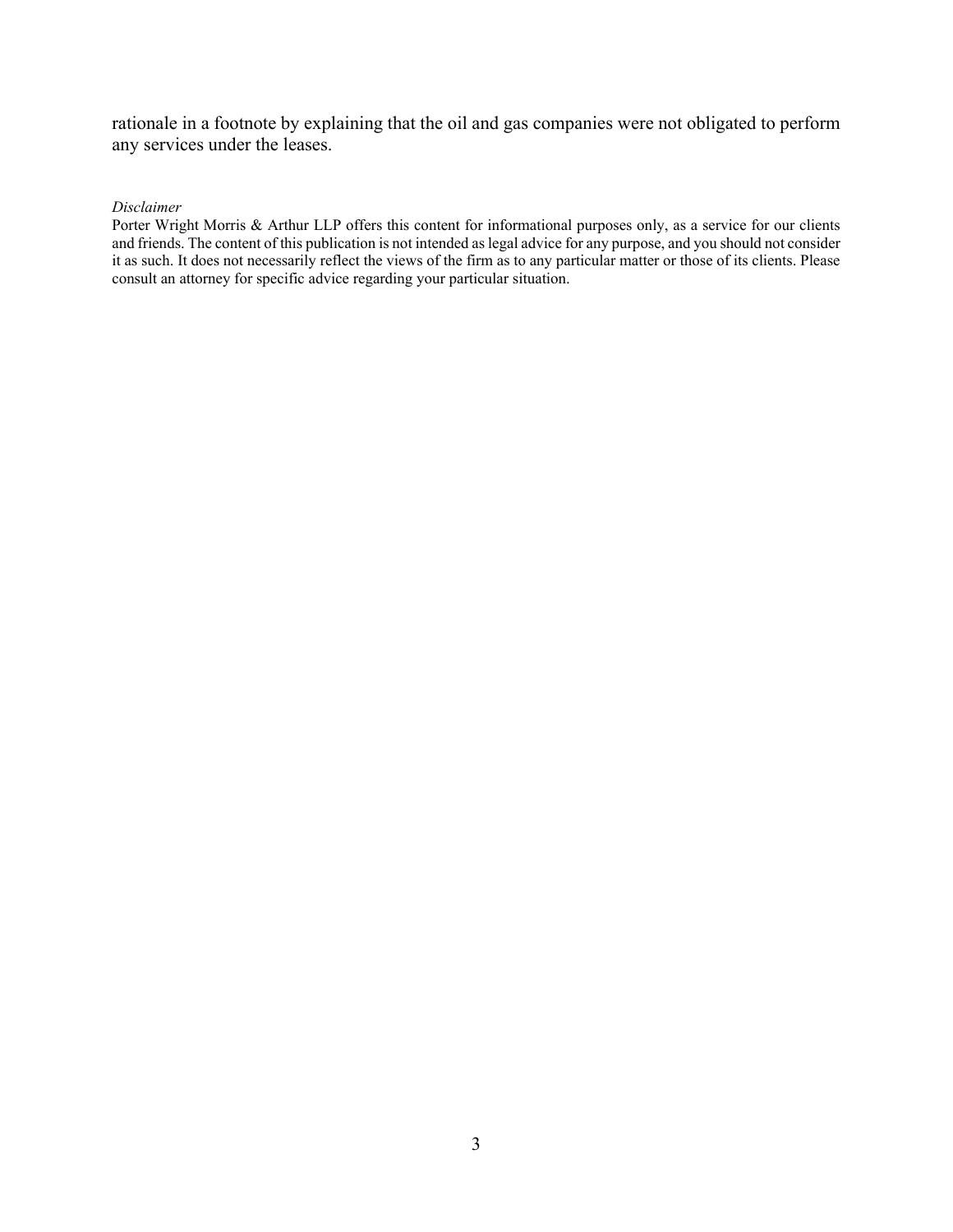rationale in a footnote by explaining that the oil and gas companies were not obligated to perform any services under the leases.

*Disclaimer*

Porter Wright Morris & Arthur LLP offers this content for informational purposes only, as a service for our clients and friends. The content of this publication is not intended as legal advice for any purpose, and you should not consider it as such. It does not necessarily reflect the views of the firm as to any particular matter or those of its clients. Please consult an attorney for specific advice regarding your particular situation.